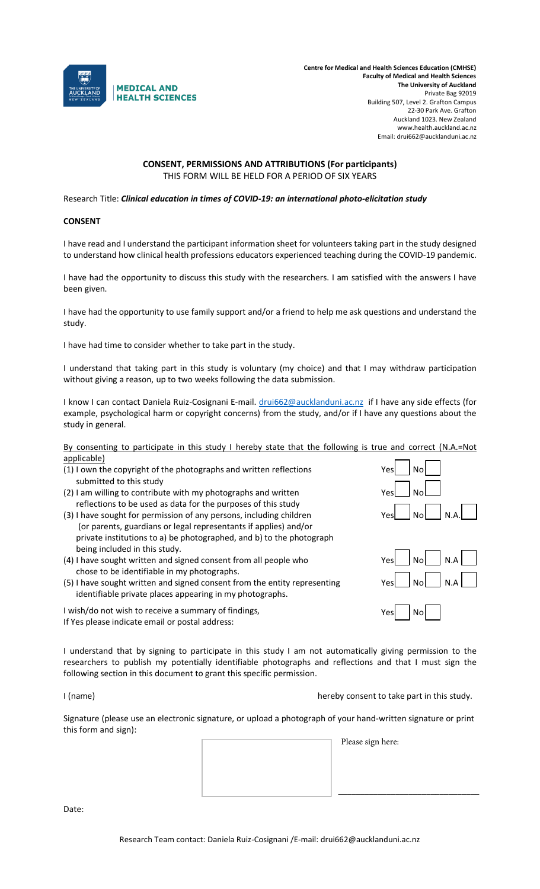MEDICAL AND HEALTH SCIENCES

**Centre for Medical and Health Sciences Education (CMHSE)**
**Faculty of Medical and Health Sciences**
**The University of Auckland**
Private Bag 92019
Building 507, Level 2. Grafton Campus
22-30 Park Ave. Grafton
Auckland 1023. New Zealand
www.health.auckland.ac.nz
Email: drui662@aucklanduni.ac.nz

## CONSENT, PERMISSIONS AND ATTRIBUTIONS (For participants)

THIS FORM WILL BE HELD FOR A PERIOD OF SIX YEARS

Research Title: ***Clinical education in times of COVID-19: an international photo-elicitation study***

**CONSENT**

I have read and I understand the participant information sheet for volunteers taking part in the study designed to understand how clinical health professions educators experienced teaching during the COVID-19 pandemic.

I have had the opportunity to discuss this study with the researchers. I am satisfied with the answers I have been given.

I have had the opportunity to use family support and/or a friend to help me ask questions and understand the study.

I have had time to consider whether to take part in the study.

I understand that taking part in this study is voluntary (my choice) and that I may withdraw participation without giving a reason, up to two weeks following the data submission.

I know I can contact Daniela Ruiz-Cosignani E-mail. drui662@aucklanduni.ac.nz if I have any side effects (for example, psychological harm or copyright concerns) from the study, and/or if I have any questions about the study in general.

By consenting to participate in this study I hereby state that the following is true and correct (N.A.=Not applicable)

| Statement | | | |
|---|---|---|---|
| (1) I own the copyright of the photographs and written reflections submitted to this study | Yes ☐ | No ☐ | |
| (2) I am willing to contribute with my photographs and written reflections to be used as data for the purposes of this study | Yes ☐ | No ☐ | |
| (3) I have sought for permission of any persons, including children (or parents, guardians or legal representants if applies) and/or private institutions to a) be photographed, and b) to the photograph being included in this study. | Yes ☐ | No ☐ | N.A. ☐ |
| (4) I have sought written and signed consent from all people who chose to be identifiable in my photographs. | Yes ☐ | No ☐ | N.A ☐ |
| (5) I have sought written and signed consent from the entity representing identifiable private places appearing in my photographs. | Yes ☐ | No ☐ | N.A ☐ |
| I wish/do not wish to receive a summary of findings, If Yes please indicate email or postal address: | Yes ☐ | No ☐ | |

I understand that by signing to participate in this study I am not automatically giving permission to the researchers to publish my potentially identifiable photographs and reflections and that I must sign the following section in this document to grant this specific permission.

I (name) ______________________ hereby consent to take part in this study.

Signature (please use an electronic signature, or upload a photograph of your hand-written signature or print this form and sign):

Please sign here:

______________________

Date:

Research Team contact: Daniela Ruiz-Cosignani /E-mail: drui662@aucklanduni.ac.nz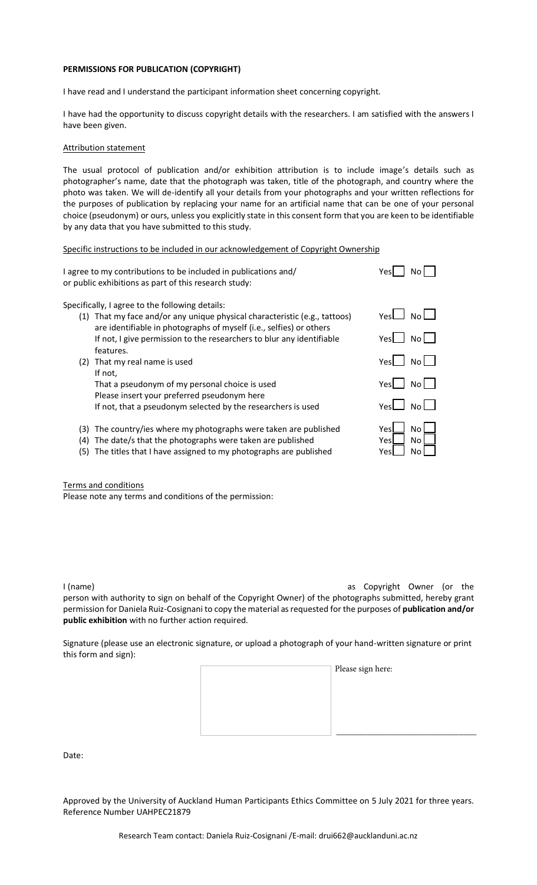**PERMISSIONS FOR PUBLICATION (COPYRIGHT)**

I have read and I understand the participant information sheet concerning copyright.

I have had the opportunity to discuss copyright details with the researchers. I am satisfied with the answers I have been given.

Attribution statement

The usual protocol of publication and/or exhibition attribution is to include image's details such as photographer's name, date that the photograph was taken, title of the photograph, and country where the photo was taken. We will de-identify all your details from your photographs and your written reflections for the purposes of publication by replacing your name for an artificial name that can be one of your personal choice (pseudonym) or ours, unless you explicitly state in this consent form that you are keen to be identifiable by any data that you have submitted to this study.

Specific instructions to be included in our acknowledgement of Copyright Ownership

| | |
|---|---|
| I agree to my contributions to be included in publications and/ or public exhibitions as part of this research study: | Yes ☐ No ☐ |
| Specifically, I agree to the following details: | |
| (1) That my face and/or any unique physical characteristic (e.g., tattoos) are identifiable in photographs of myself (i.e., selfies) or others | Yes ☐ No ☐ |
| If not, I give permission to the researchers to blur any identifiable features. | Yes ☐ No ☐ |
| (2) That my real name is used | Yes ☐ No ☐ |
| If not, That a pseudonym of my personal choice is used | Yes ☐ No ☐ |
| Please insert your preferred pseudonym here | |
| If not, that a pseudonym selected by the researchers is used | Yes ☐ No ☐ |
| (3) The country/ies where my photographs were taken are published | Yes ☐ No ☐ |
| (4) The date/s that the photographs were taken are published | Yes ☐ No ☐ |
| (5) The titles that I have assigned to my photographs are published | Yes ☐ No ☐ |

Terms and conditions

Please note any terms and conditions of the permission:

I (name) as Copyright Owner (or the person with authority to sign on behalf of the Copyright Owner) of the photographs submitted, hereby grant permission for Daniela Ruiz-Cosignani to copy the material as requested for the purposes of **publication and/or public exhibition** with no further action required.

Signature (please use an electronic signature, or upload a photograph of your hand-written signature or print this form and sign):

Please sign here:

Date:

Approved by the University of Auckland Human Participants Ethics Committee on 5 July 2021 for three years. Reference Number UAHPEC21879

Research Team contact: Daniela Ruiz-Cosignani /E-mail: drui662@aucklanduni.ac.nz